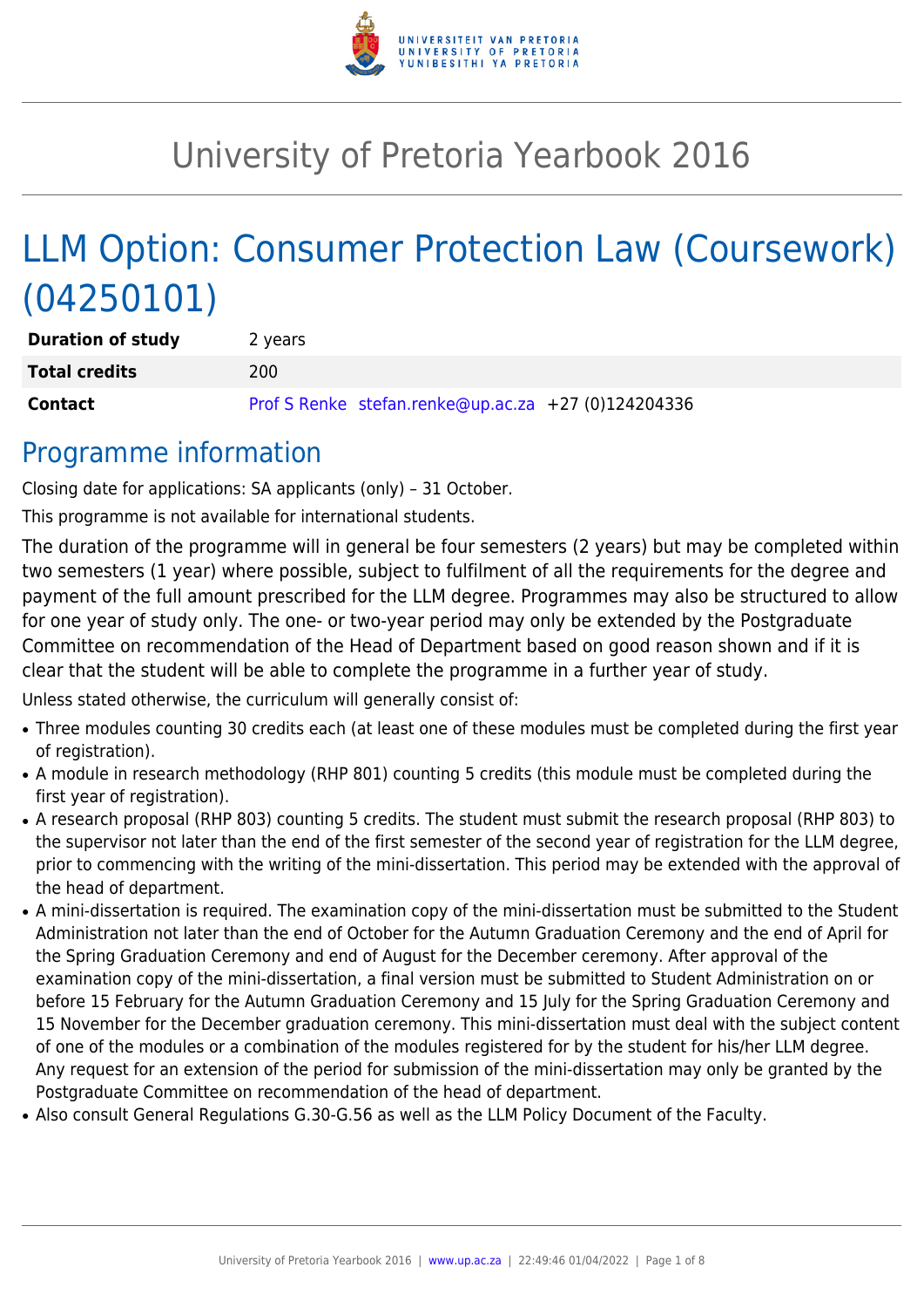# University of Pretoria Yearbook 2016

# LLM Option: Consumer Protection Law (Coursework) (04250101)

| | |
|---|---|
| **Duration of study** | 2 years |
| **Total credits** | 200 |
| **Contact** | Prof S Renke stefan.renke@up.ac.za +27 (0)124204336 |

## Programme information

Closing date for applications: SA applicants (only) – 31 October.

This programme is not available for international students.

The duration of the programme will in general be four semesters (2 years) but may be completed within two semesters (1 year) where possible, subject to fulfilment of all the requirements for the degree and payment of the full amount prescribed for the LLM degree. Programmes may also be structured to allow for one year of study only. The one- or two-year period may only be extended by the Postgraduate Committee on recommendation of the Head of Department based on good reason shown and if it is clear that the student will be able to complete the programme in a further year of study.

Unless stated otherwise, the curriculum will generally consist of:

- Three modules counting 30 credits each (at least one of these modules must be completed during the first year of registration).
- A module in research methodology (RHP 801) counting 5 credits (this module must be completed during the first year of registration).
- A research proposal (RHP 803) counting 5 credits. The student must submit the research proposal (RHP 803) to the supervisor not later than the end of the first semester of the second year of registration for the LLM degree, prior to commencing with the writing of the mini-dissertation. This period may be extended with the approval of the head of department.
- A mini-dissertation is required. The examination copy of the mini-dissertation must be submitted to the Student Administration not later than the end of October for the Autumn Graduation Ceremony and the end of April for the Spring Graduation Ceremony and end of August for the December ceremony. After approval of the examination copy of the mini-dissertation, a final version must be submitted to Student Administration on or before 15 February for the Autumn Graduation Ceremony and 15 July for the Spring Graduation Ceremony and 15 November for the December graduation ceremony. This mini-dissertation must deal with the subject content of one of the modules or a combination of the modules registered for by the student for his/her LLM degree. Any request for an extension of the period for submission of the mini-dissertation may only be granted by the Postgraduate Committee on recommendation of the head of department.
- Also consult General Regulations G.30-G.56 as well as the LLM Policy Document of the Faculty.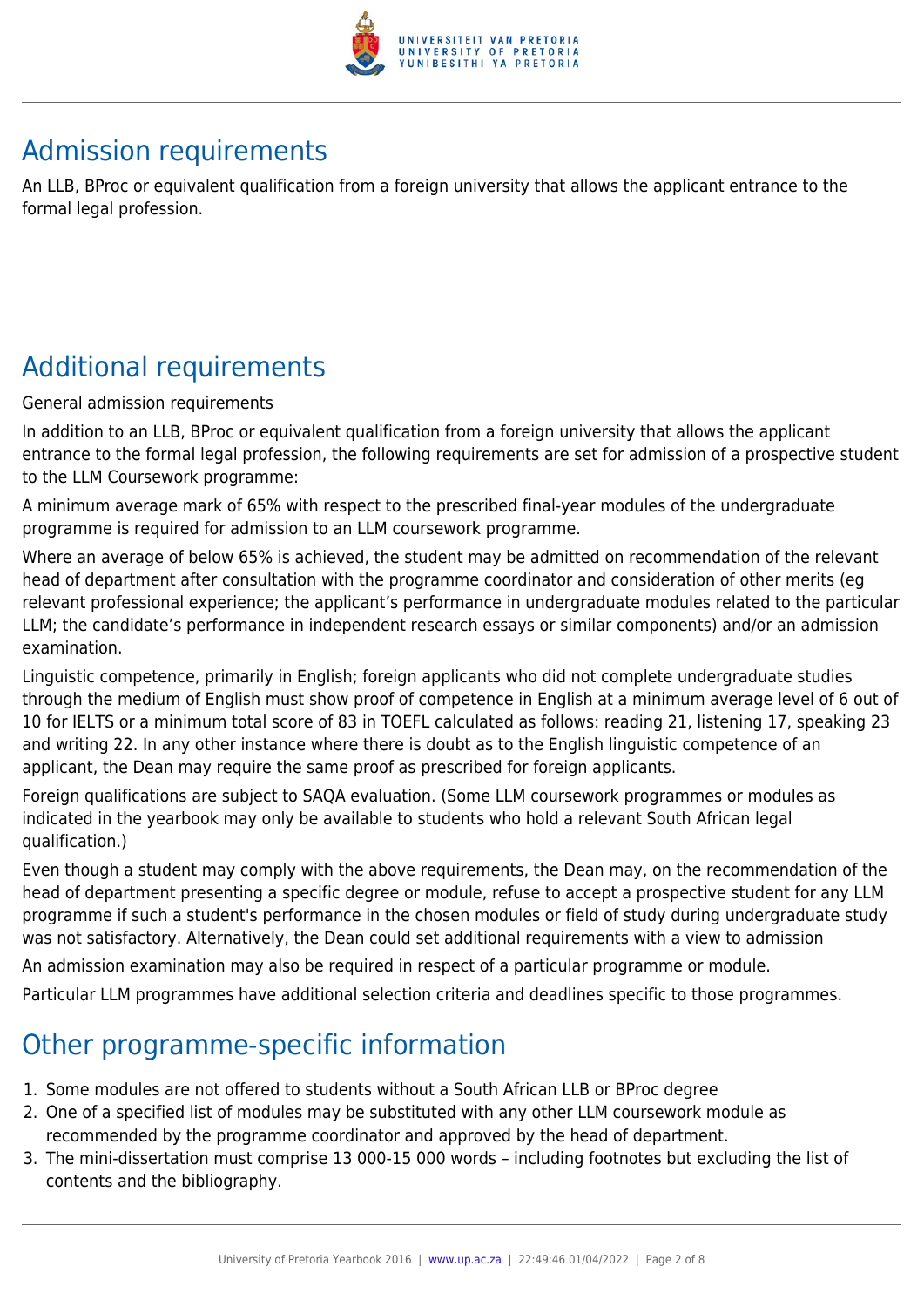## Admission requirements

An LLB, BProc or equivalent qualification from a foreign university that allows the applicant entrance to the formal legal profession.

## Additional requirements

General admission requirements

In addition to an LLB, BProc or equivalent qualification from a foreign university that allows the applicant entrance to the formal legal profession, the following requirements are set for admission of a prospective student to the LLM Coursework programme:

A minimum average mark of 65% with respect to the prescribed final-year modules of the undergraduate programme is required for admission to an LLM coursework programme.

Where an average of below 65% is achieved, the student may be admitted on recommendation of the relevant head of department after consultation with the programme coordinator and consideration of other merits (eg relevant professional experience; the applicant's performance in undergraduate modules related to the particular LLM; the candidate's performance in independent research essays or similar components) and/or an admission examination.

Linguistic competence, primarily in English; foreign applicants who did not complete undergraduate studies through the medium of English must show proof of competence in English at a minimum average level of 6 out of 10 for IELTS or a minimum total score of 83 in TOEFL calculated as follows: reading 21, listening 17, speaking 23 and writing 22. In any other instance where there is doubt as to the English linguistic competence of an applicant, the Dean may require the same proof as prescribed for foreign applicants.

Foreign qualifications are subject to SAQA evaluation. (Some LLM coursework programmes or modules as indicated in the yearbook may only be available to students who hold a relevant South African legal qualification.)

Even though a student may comply with the above requirements, the Dean may, on the recommendation of the head of department presenting a specific degree or module, refuse to accept a prospective student for any LLM programme if such a student's performance in the chosen modules or field of study during undergraduate study was not satisfactory. Alternatively, the Dean could set additional requirements with a view to admission

An admission examination may also be required in respect of a particular programme or module.

Particular LLM programmes have additional selection criteria and deadlines specific to those programmes.

## Other programme-specific information

1. Some modules are not offered to students without a South African LLB or BProc degree
2. One of a specified list of modules may be substituted with any other LLM coursework module as recommended by the programme coordinator and approved by the head of department.
3. The mini-dissertation must comprise 13 000-15 000 words – including footnotes but excluding the list of contents and the bibliography.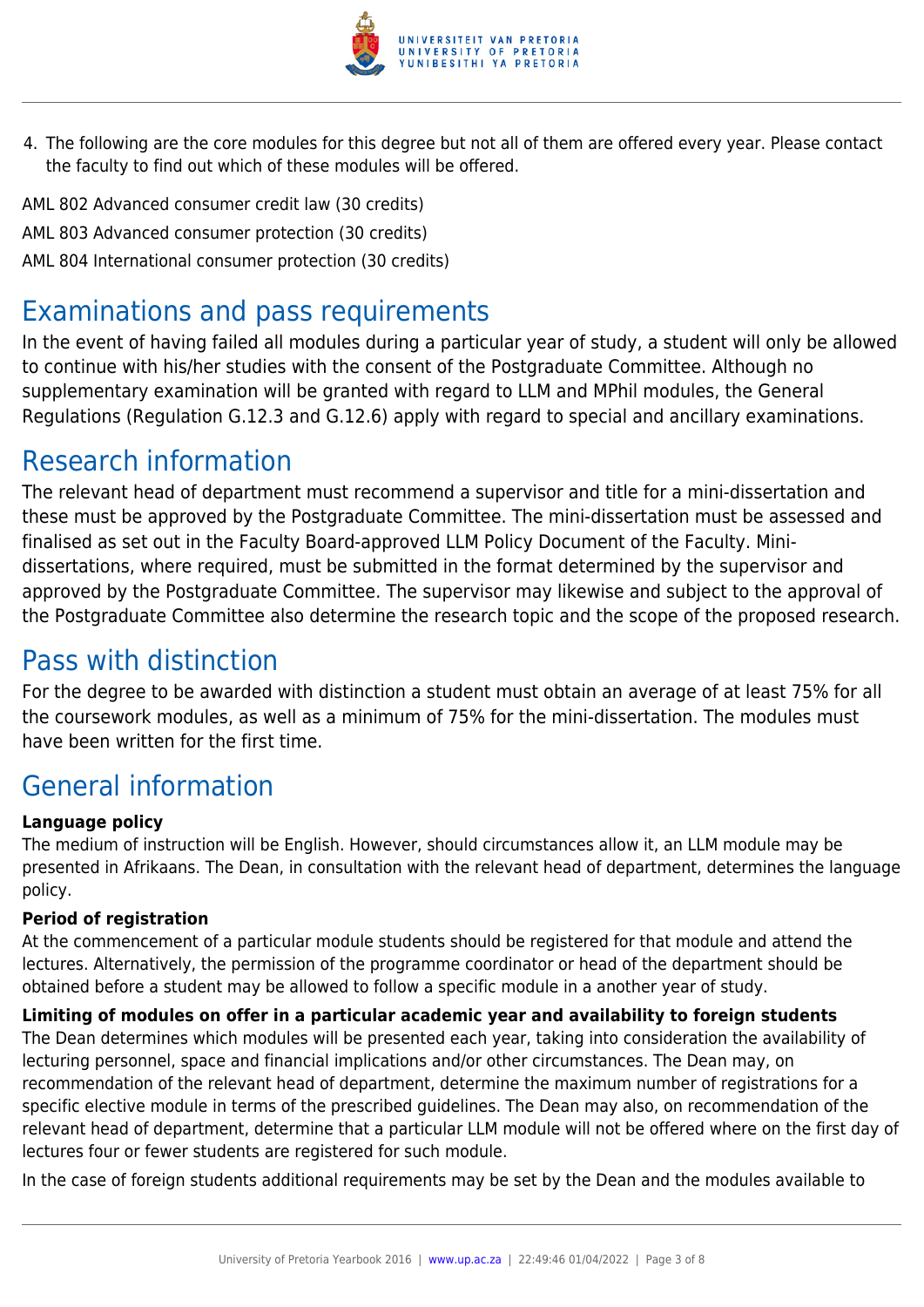4. The following are the core modules for this degree but not all of them are offered every year. Please contact the faculty to find out which of these modules will be offered.

AML 802 Advanced consumer credit law (30 credits)

AML 803 Advanced consumer protection (30 credits)

AML 804 International consumer protection (30 credits)

# Examinations and pass requirements

In the event of having failed all modules during a particular year of study, a student will only be allowed to continue with his/her studies with the consent of the Postgraduate Committee. Although no supplementary examination will be granted with regard to LLM and MPhil modules, the General Regulations (Regulation G.12.3 and G.12.6) apply with regard to special and ancillary examinations.

# Research information

The relevant head of department must recommend a supervisor and title for a mini-dissertation and these must be approved by the Postgraduate Committee. The mini-dissertation must be assessed and finalised as set out in the Faculty Board-approved LLM Policy Document of the Faculty. Mini-dissertations, where required, must be submitted in the format determined by the supervisor and approved by the Postgraduate Committee. The supervisor may likewise and subject to the approval of the Postgraduate Committee also determine the research topic and the scope of the proposed research.

# Pass with distinction

For the degree to be awarded with distinction a student must obtain an average of at least 75% for all the coursework modules, as well as a minimum of 75% for the mini-dissertation. The modules must have been written for the first time.

# General information

**Language policy**

The medium of instruction will be English. However, should circumstances allow it, an LLM module may be presented in Afrikaans. The Dean, in consultation with the relevant head of department, determines the language policy.

**Period of registration**

At the commencement of a particular module students should be registered for that module and attend the lectures. Alternatively, the permission of the programme coordinator or head of the department should be obtained before a student may be allowed to follow a specific module in a another year of study.

**Limiting of modules on offer in a particular academic year and availability to foreign students**

The Dean determines which modules will be presented each year, taking into consideration the availability of lecturing personnel, space and financial implications and/or other circumstances. The Dean may, on recommendation of the relevant head of department, determine the maximum number of registrations for a specific elective module in terms of the prescribed guidelines. The Dean may also, on recommendation of the relevant head of department, determine that a particular LLM module will not be offered where on the first day of lectures four or fewer students are registered for such module.

In the case of foreign students additional requirements may be set by the Dean and the modules available to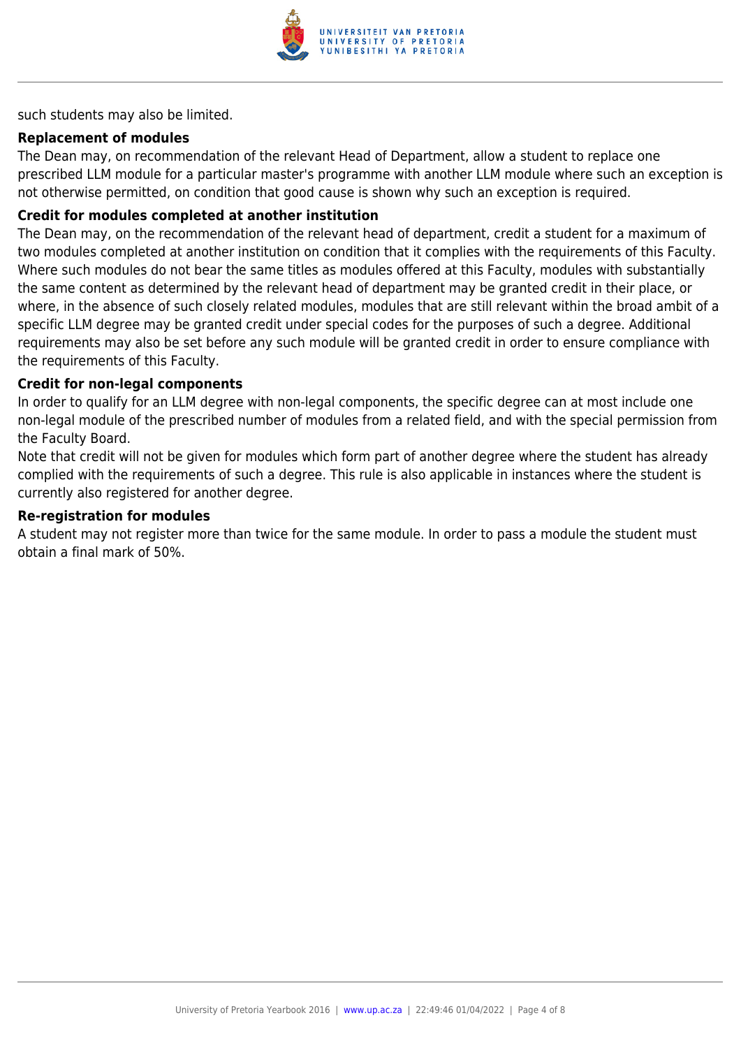such students may also be limited.

### Replacement of modules

The Dean may, on recommendation of the relevant Head of Department, allow a student to replace one prescribed LLM module for a particular master's programme with another LLM module where such an exception is not otherwise permitted, on condition that good cause is shown why such an exception is required.

### Credit for modules completed at another institution

The Dean may, on the recommendation of the relevant head of department, credit a student for a maximum of two modules completed at another institution on condition that it complies with the requirements of this Faculty. Where such modules do not bear the same titles as modules offered at this Faculty, modules with substantially the same content as determined by the relevant head of department may be granted credit in their place, or where, in the absence of such closely related modules, modules that are still relevant within the broad ambit of a specific LLM degree may be granted credit under special codes for the purposes of such a degree. Additional requirements may also be set before any such module will be granted credit in order to ensure compliance with the requirements of this Faculty.

### Credit for non-legal components

In order to qualify for an LLM degree with non-legal components, the specific degree can at most include one non-legal module of the prescribed number of modules from a related field, and with the special permission from the Faculty Board.

Note that credit will not be given for modules which form part of another degree where the student has already complied with the requirements of such a degree. This rule is also applicable in instances where the student is currently also registered for another degree.

### Re-registration for modules

A student may not register more than twice for the same module. In order to pass a module the student must obtain a final mark of 50%.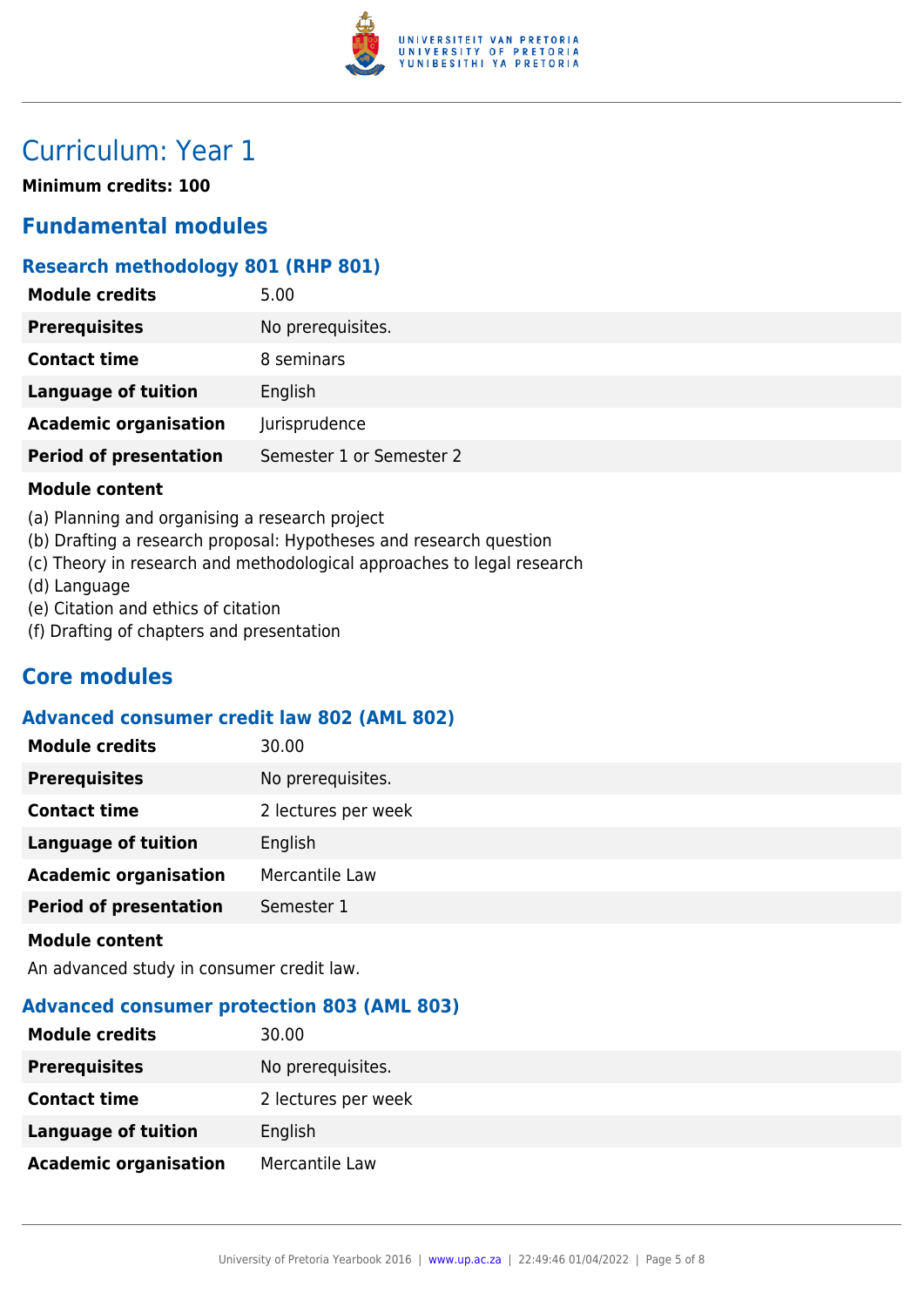# Curriculum: Year 1

**Minimum credits: 100**

## Fundamental modules

### Research methodology 801 (RHP 801)

| | |
|---|---|
| **Module credits** | 5.00 |
| **Prerequisites** | No prerequisites. |
| **Contact time** | 8 seminars |
| **Language of tuition** | English |
| **Academic organisation** | Jurisprudence |
| **Period of presentation** | Semester 1 or Semester 2 |

**Module content**

(a) Planning and organising a research project
(b) Drafting a research proposal: Hypotheses and research question
(c) Theory in research and methodological approaches to legal research
(d) Language
(e) Citation and ethics of citation
(f) Drafting of chapters and presentation

## Core modules

### Advanced consumer credit law 802 (AML 802)

| | |
|---|---|
| **Module credits** | 30.00 |
| **Prerequisites** | No prerequisites. |
| **Contact time** | 2 lectures per week |
| **Language of tuition** | English |
| **Academic organisation** | Mercantile Law |
| **Period of presentation** | Semester 1 |

**Module content**

An advanced study in consumer credit law.

### Advanced consumer protection 803 (AML 803)

| | |
|---|---|
| **Module credits** | 30.00 |
| **Prerequisites** | No prerequisites. |
| **Contact time** | 2 lectures per week |
| **Language of tuition** | English |
| **Academic organisation** | Mercantile Law |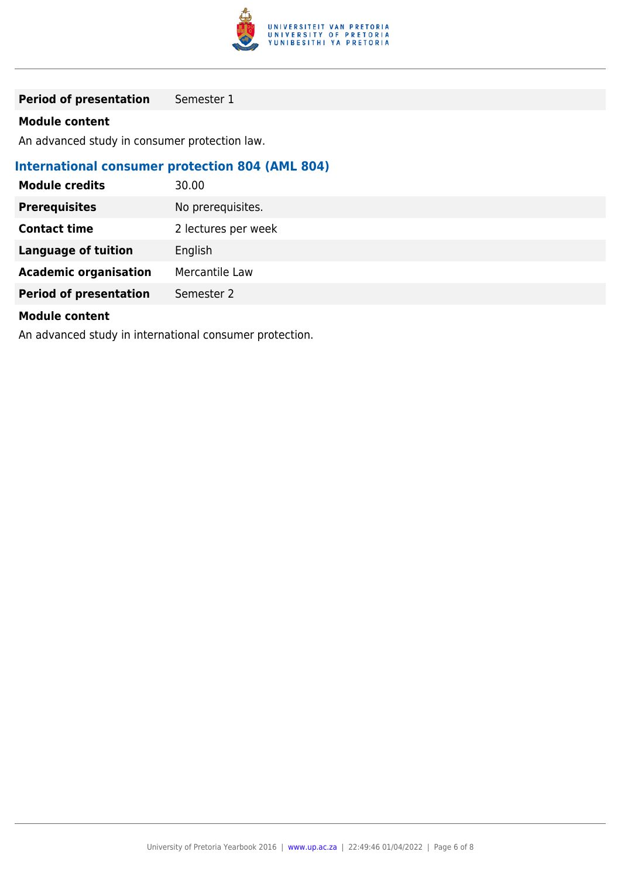| | |
|---|---|
| **Period of presentation** | Semester 1 |

**Module content**

An advanced study in consumer protection law.

### International consumer protection 804 (AML 804)

| | |
|---|---|
| **Module credits** | 30.00 |
| **Prerequisites** | No prerequisites. |
| **Contact time** | 2 lectures per week |
| **Language of tuition** | English |
| **Academic organisation** | Mercantile Law |
| **Period of presentation** | Semester 2 |

**Module content**

An advanced study in international consumer protection.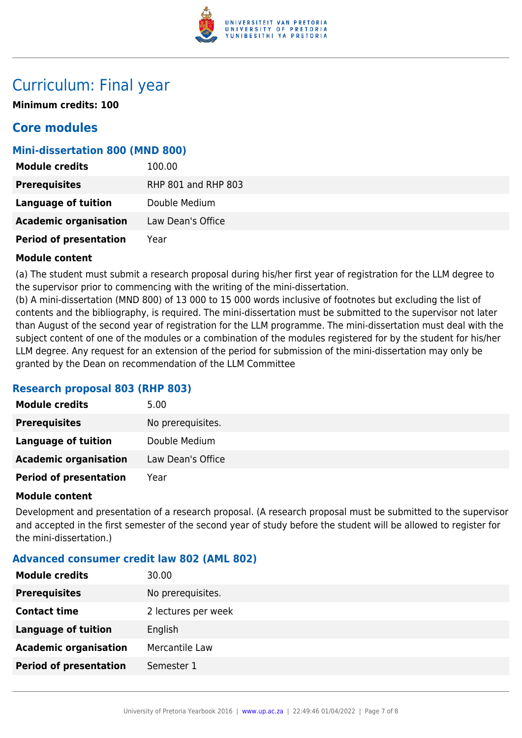# Curriculum: Final year

**Minimum credits: 100**

## Core modules

### Mini-dissertation 800 (MND 800)

| | |
|---|---|
| **Module credits** | 100.00 |
| **Prerequisites** | RHP 801 and RHP 803 |
| **Language of tuition** | Double Medium |
| **Academic organisation** | Law Dean's Office |
| **Period of presentation** | Year |

**Module content**

(a) The student must submit a research proposal during his/her first year of registration for the LLM degree to the supervisor prior to commencing with the writing of the mini-dissertation.
(b) A mini-dissertation (MND 800) of 13 000 to 15 000 words inclusive of footnotes but excluding the list of contents and the bibliography, is required. The mini-dissertation must be submitted to the supervisor not later than August of the second year of registration for the LLM programme. The mini-dissertation must deal with the subject content of one of the modules or a combination of the modules registered for by the student for his/her LLM degree. Any request for an extension of the period for submission of the mini-dissertation may only be granted by the Dean on recommendation of the LLM Committee

### Research proposal 803 (RHP 803)

| | |
|---|---|
| **Module credits** | 5.00 |
| **Prerequisites** | No prerequisites. |
| **Language of tuition** | Double Medium |
| **Academic organisation** | Law Dean's Office |
| **Period of presentation** | Year |

**Module content**

Development and presentation of a research proposal. (A research proposal must be submitted to the supervisor and accepted in the first semester of the second year of study before the student will be allowed to register for the mini-dissertation.)

### Advanced consumer credit law 802 (AML 802)

| | |
|---|---|
| **Module credits** | 30.00 |
| **Prerequisites** | No prerequisites. |
| **Contact time** | 2 lectures per week |
| **Language of tuition** | English |
| **Academic organisation** | Mercantile Law |
| **Period of presentation** | Semester 1 |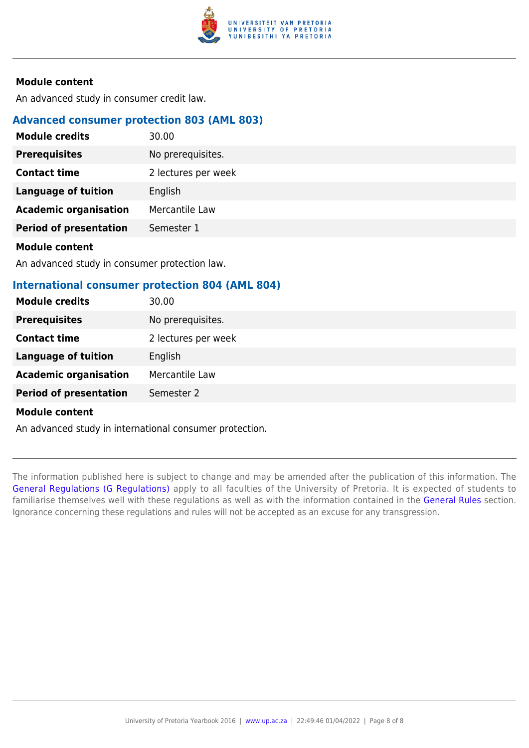**Module content**

An advanced study in consumer credit law.

### Advanced consumer protection 803 (AML 803)

| | |
|---|---|
| **Module credits** | 30.00 |
| **Prerequisites** | No prerequisites. |
| **Contact time** | 2 lectures per week |
| **Language of tuition** | English |
| **Academic organisation** | Mercantile Law |
| **Period of presentation** | Semester 1 |

**Module content**

An advanced study in consumer protection law.

### International consumer protection 804 (AML 804)

| | |
|---|---|
| **Module credits** | 30.00 |
| **Prerequisites** | No prerequisites. |
| **Contact time** | 2 lectures per week |
| **Language of tuition** | English |
| **Academic organisation** | Mercantile Law |
| **Period of presentation** | Semester 2 |

**Module content**

An advanced study in international consumer protection.

---

The information published here is subject to change and may be amended after the publication of this information. The General Regulations (G Regulations) apply to all faculties of the University of Pretoria. It is expected of students to familiarise themselves well with these regulations as well as with the information contained in the General Rules section. Ignorance concerning these regulations and rules will not be accepted as an excuse for any transgression.